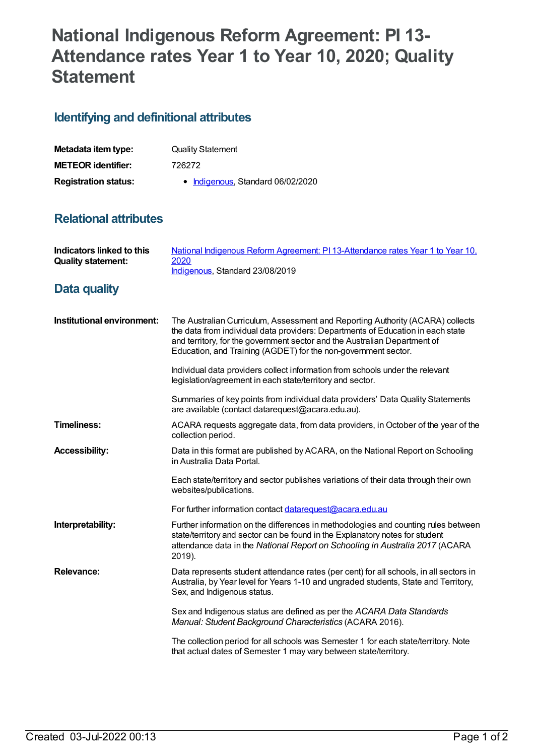# National Indigenous Reform Agreement: PI 13-Attendance rates Year 1 to Year 10, 2020; Quality Statement

## Identifying and definitional attributes

| | |
|---|---|
| **Metadata item type:** | Quality Statement |
| **METEOR identifier:** | 726272 |
| **Registration status:** | • Indigenous, Standard 06/02/2020 |

## Relational attributes

| | |
|---|---|
| **Indicators linked to this Quality statement:** | National Indigenous Reform Agreement: PI 13-Attendance rates Year 1 to Year 10, 2020<br>Indigenous, Standard 23/08/2019 |

## Data quality

**Institutional environment:**

The Australian Curriculum, Assessment and Reporting Authority (ACARA) collects the data from individual data providers: Departments of Education in each state and territory, for the government sector and the Australian Department of Education, and Training (AGDET) for the non-government sector.

Individual data providers collect information from schools under the relevant legislation/agreement in each state/territory and sector.

Summaries of key points from individual data providers' Data Quality Statements are available (contact datarequest@acara.edu.au).

**Timeliness:**

ACARA requests aggregate data, from data providers, in October of the year of the collection period.

**Accessibility:**

Data in this format are published by ACARA, on the National Report on Schooling in Australia Data Portal.

Each state/territory and sector publishes variations of their data through their own websites/publications.

For further information contact datarequest@acara.edu.au

**Interpretability:**

Further information on the differences in methodologies and counting rules between state/territory and sector can be found in the Explanatory notes for student attendance data in the *National Report on Schooling in Australia 2017* (ACARA 2019).

**Relevance:**

Data represents student attendance rates (per cent) for all schools, in all sectors in Australia, by Year level for Years 1-10 and ungraded students, State and Territory, Sex, and Indigenous status.

Sex and Indigenous status are defined as per the *ACARA Data Standards Manual: Student Background Characteristics* (ACARA 2016).

The collection period for all schools was Semester 1 for each state/territory. Note that actual dates of Semester 1 may vary between state/territory.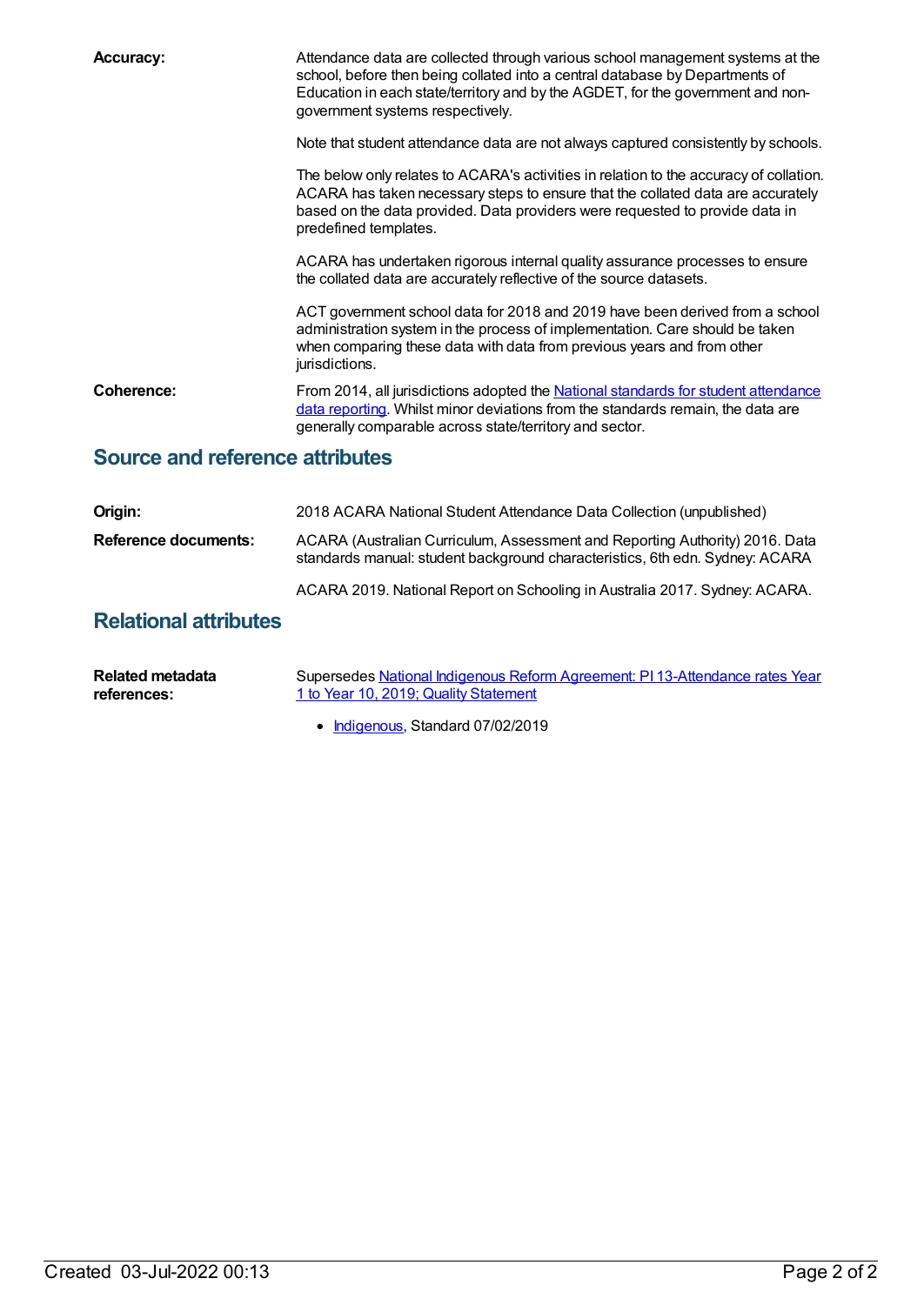**Accuracy:** Attendance data are collected through various school management systems at the school, before then being collated into a central database by Departments of Education in each state/territory and by the AGDET, for the government and non-government systems respectively.

Note that student attendance data are not always captured consistently by schools.

The below only relates to ACARA's activities in relation to the accuracy of collation. ACARA has taken necessary steps to ensure that the collated data are accurately based on the data provided. Data providers were requested to provide data in predefined templates.

ACARA has undertaken rigorous internal quality assurance processes to ensure the collated data are accurately reflective of the source datasets.

ACT government school data for 2018 and 2019 have been derived from a school administration system in the process of implementation. Care should be taken when comparing these data with data from previous years and from other jurisdictions.

**Coherence:** From 2014, all jurisdictions adopted the National standards for student attendance data reporting. Whilst minor deviations from the standards remain, the data are generally comparable across state/territory and sector.

## Source and reference attributes

**Origin:** 2018 ACARA National Student Attendance Data Collection (unpublished)

**Reference documents:** ACARA (Australian Curriculum, Assessment and Reporting Authority) 2016. Data standards manual: student background characteristics, 6th edn. Sydney: ACARA

ACARA 2019. National Report on Schooling in Australia 2017. Sydney: ACARA.

## Relational attributes

**Related metadata references:** Supersedes National Indigenous Reform Agreement: PI 13-Attendance rates Year 1 to Year 10, 2019; Quality Statement

- Indigenous, Standard 07/02/2019